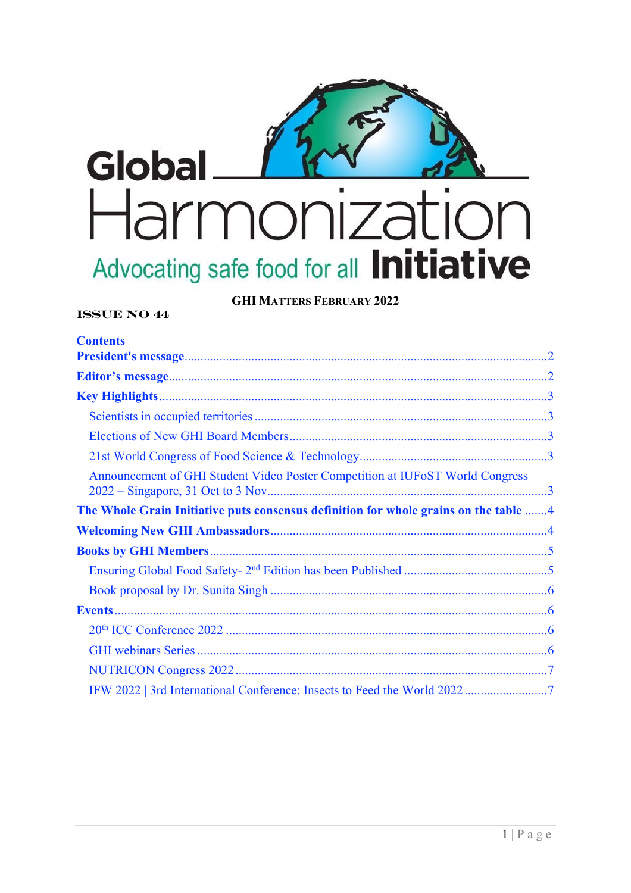# Global Harmonization Initiative

Advocating safe food for all

**GHI MATTERS FEBRUARY 2022**

**ISSUE NO 44**

## Contents

- President's message ..... 2
- Editor's message ..... 2
- Key Highlights ..... 3
  - Scientists in occupied territories ..... 3
  - Elections of New GHI Board Members ..... 3
  - 21st World Congress of Food Science & Technology ..... 3
  - Announcement of GHI Student Video Poster Competition at IUFoST World Congress 2022 – Singapore, 31 Oct to 3 Nov ..... 3
- The Whole Grain Initiative puts consensus definition for whole grains on the table ..... 4
- Welcoming New GHI Ambassadors ..... 4
- Books by GHI Members ..... 5
  - Ensuring Global Food Safety- 2nd Edition has been Published ..... 5
  - Book proposal by Dr. Sunita Singh ..... 6
- Events ..... 6
  - 20th ICC Conference 2022 ..... 6
  - GHI webinars Series ..... 6
  - NUTRICON Congress 2022 ..... 7
  - IFW 2022 | 3rd International Conference: Insects to Feed the World 2022 ..... 7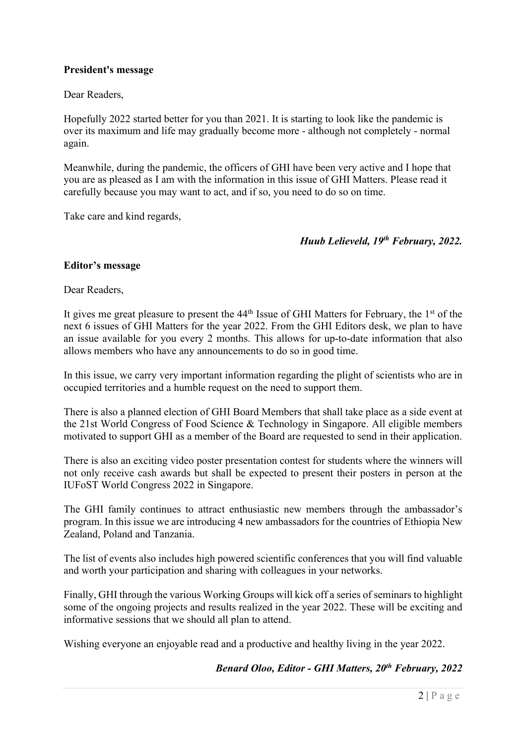**President's message**

Dear Readers,

Hopefully 2022 started better for you than 2021. It is starting to look like the pandemic is over its maximum and life may gradually become more - although not completely - normal again.

Meanwhile, during the pandemic, the officers of GHI have been very active and I hope that you are as pleased as I am with the information in this issue of GHI Matters. Please read it carefully because you may want to act, and if so, you need to do so on time.

Take care and kind regards,

***Huub Lelieveld, 19th February, 2022.***

**Editor's message**

Dear Readers,

It gives me great pleasure to present the 44th Issue of GHI Matters for February, the 1st of the next 6 issues of GHI Matters for the year 2022. From the GHI Editors desk, we plan to have an issue available for you every 2 months. This allows for up-to-date information that also allows members who have any announcements to do so in good time.

In this issue, we carry very important information regarding the plight of scientists who are in occupied territories and a humble request on the need to support them.

There is also a planned election of GHI Board Members that shall take place as a side event at the 21st World Congress of Food Science & Technology in Singapore. All eligible members motivated to support GHI as a member of the Board are requested to send in their application.

There is also an exciting video poster presentation contest for students where the winners will not only receive cash awards but shall be expected to present their posters in person at the IUFoST World Congress 2022 in Singapore.

The GHI family continues to attract enthusiastic new members through the ambassador's program. In this issue we are introducing 4 new ambassadors for the countries of Ethiopia New Zealand, Poland and Tanzania.

The list of events also includes high powered scientific conferences that you will find valuable and worth your participation and sharing with colleagues in your networks.

Finally, GHI through the various Working Groups will kick off a series of seminars to highlight some of the ongoing projects and results realized in the year 2022. These will be exciting and informative sessions that we should all plan to attend.

Wishing everyone an enjoyable read and a productive and healthy living in the year 2022.

***Benard Oloo, Editor - GHI Matters, 20th February, 2022***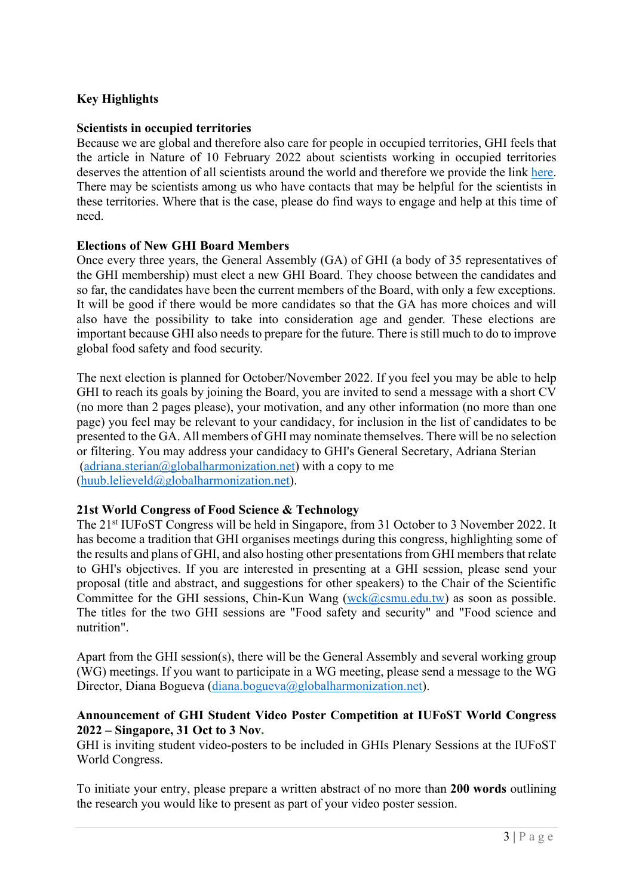## Key Highlights

### Scientists in occupied territories

Because we are global and therefore also care for people in occupied territories, GHI feels that the article in Nature of 10 February 2022 about scientists working in occupied territories deserves the attention of all scientists around the world and therefore we provide the link [here](). There may be scientists among us who have contacts that may be helpful for the scientists in these territories. Where that is the case, please do find ways to engage and help at this time of need.

### Elections of New GHI Board Members

Once every three years, the General Assembly (GA) of GHI (a body of 35 representatives of the GHI membership) must elect a new GHI Board. They choose between the candidates and so far, the candidates have been the current members of the Board, with only a few exceptions. It will be good if there would be more candidates so that the GA has more choices and will also have the possibility to take into consideration age and gender. These elections are important because GHI also needs to prepare for the future. There is still much to do to improve global food safety and food security.

The next election is planned for October/November 2022. If you feel you may be able to help GHI to reach its goals by joining the Board, you are invited to send a message with a short CV (no more than 2 pages please), your motivation, and any other information (no more than one page) you feel may be relevant to your candidacy, for inclusion in the list of candidates to be presented to the GA. All members of GHI may nominate themselves. There will be no selection or filtering. You may address your candidacy to GHI's General Secretary, Adriana Sterian (adriana.sterian@globalharmonization.net) with a copy to me (huub.lelieveld@globalharmonization.net).

### 21st World Congress of Food Science & Technology

The 21st IUFoST Congress will be held in Singapore, from 31 October to 3 November 2022. It has become a tradition that GHI organises meetings during this congress, highlighting some of the results and plans of GHI, and also hosting other presentations from GHI members that relate to GHI's objectives. If you are interested in presenting at a GHI session, please send your proposal (title and abstract, and suggestions for other speakers) to the Chair of the Scientific Committee for the GHI sessions, Chin-Kun Wang (wck@csmu.edu.tw) as soon as possible. The titles for the two GHI sessions are "Food safety and security" and "Food science and nutrition".

Apart from the GHI session(s), there will be the General Assembly and several working group (WG) meetings. If you want to participate in a WG meeting, please send a message to the WG Director, Diana Bogueva (diana.bogueva@globalharmonization.net).

### Announcement of GHI Student Video Poster Competition at IUFoST World Congress 2022 – Singapore, 31 Oct to 3 Nov.

GHI is inviting student video-posters to be included in GHIs Plenary Sessions at the IUFoST World Congress.

To initiate your entry, please prepare a written abstract of no more than **200 words** outlining the research you would like to present as part of your video poster session.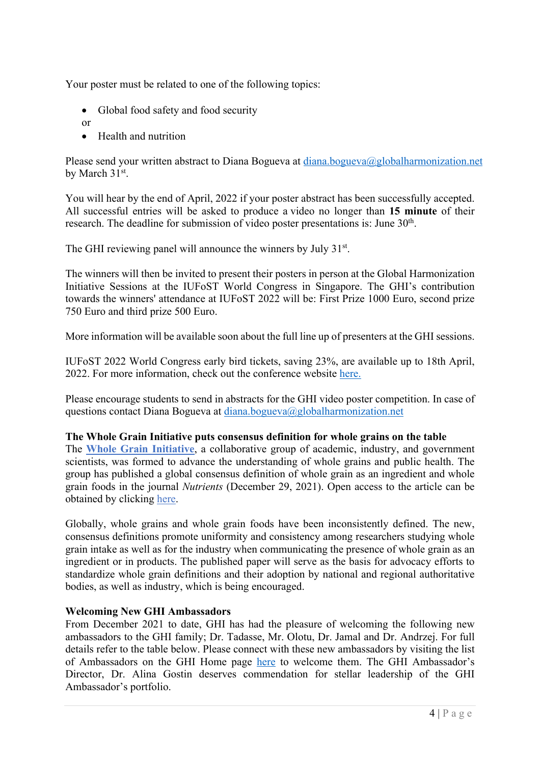Your poster must be related to one of the following topics:

- Global food safety and food security

or

- Health and nutrition

Please send your written abstract to Diana Bogueva at diana.bogueva@globalharmonization.net by March 31st.

You will hear by the end of April, 2022 if your poster abstract has been successfully accepted. All successful entries will be asked to produce a video no longer than **15 minute** of their research. The deadline for submission of video poster presentations is: June 30th.

The GHI reviewing panel will announce the winners by July 31st.

The winners will then be invited to present their posters in person at the Global Harmonization Initiative Sessions at the IUFoST World Congress in Singapore. The GHI's contribution towards the winners' attendance at IUFoST 2022 will be: First Prize 1000 Euro, second prize 750 Euro and third prize 500 Euro.

More information will be available soon about the full line up of presenters at the GHI sessions.

IUFoST 2022 World Congress early bird tickets, saving 23%, are available up to 18th April, 2022. For more information, check out the conference website here.

Please encourage students to send in abstracts for the GHI video poster competition. In case of questions contact Diana Bogueva at diana.bogueva@globalharmonization.net

**The Whole Grain Initiative puts consensus definition for whole grains on the table**

The **Whole Grain Initiative**, a collaborative group of academic, industry, and government scientists, was formed to advance the understanding of whole grains and public health. The group has published a global consensus definition of whole grain as an ingredient and whole grain foods in the journal *Nutrients* (December 29, 2021). Open access to the article can be obtained by clicking here.

Globally, whole grains and whole grain foods have been inconsistently defined. The new, consensus definitions promote uniformity and consistency among researchers studying whole grain intake as well as for the industry when communicating the presence of whole grain as an ingredient or in products. The published paper will serve as the basis for advocacy efforts to standardize whole grain definitions and their adoption by national and regional authoritative bodies, as well as industry, which is being encouraged.

**Welcoming New GHI Ambassadors**

From December 2021 to date, GHI has had the pleasure of welcoming the following new ambassadors to the GHI family; Dr. Tadasse, Mr. Olotu, Dr. Jamal and Dr. Andrzej. For full details refer to the table below. Please connect with these new ambassadors by visiting the list of Ambassadors on the GHI Home page here to welcome them. The GHI Ambassador's Director, Dr. Alina Gostin deserves commendation for stellar leadership of the GHI Ambassador's portfolio.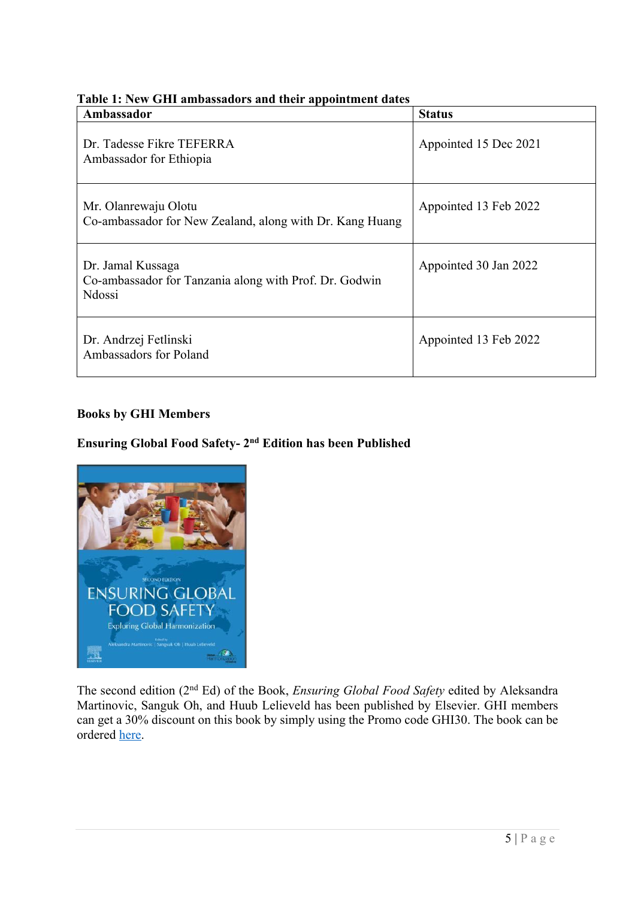**Table 1: New GHI ambassadors and their appointment dates**

| Ambassador | Status |
|---|---|
| Dr. Tadesse Fikre TEFERRA<br>Ambassador for Ethiopia | Appointed 15 Dec 2021 |
| Mr. Olanrewaju Olotu<br>Co-ambassador for New Zealand, along with Dr. Kang Huang | Appointed 13 Feb 2022 |
| Dr. Jamal Kussaga<br>Co-ambassador for Tanzania along with Prof. Dr. Godwin Ndossi | Appointed 30 Jan 2022 |
| Dr. Andrzej Fetlinski<br>Ambassadors for Poland | Appointed 13 Feb 2022 |

## Books by GHI Members

### Ensuring Global Food Safety- 2nd Edition has been Published

The second edition (2nd Ed) of the Book, *Ensuring Global Food Safety* edited by Aleksandra Martinovic, Sanguk Oh, and Huub Lelieveld has been published by Elsevier. GHI members can get a 30% discount on this book by simply using the Promo code GHI30. The book can be ordered here.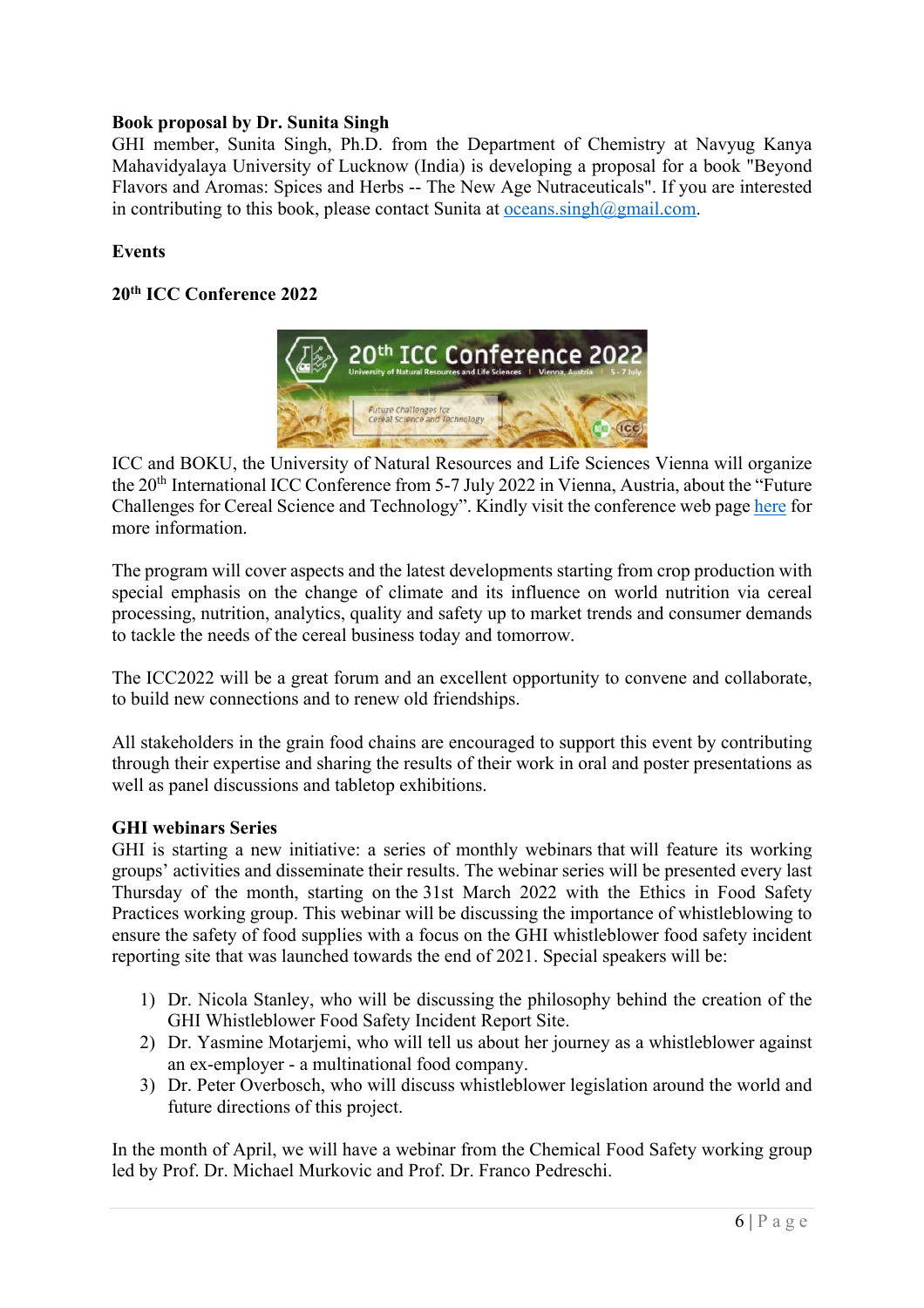**Book proposal by Dr. Sunita Singh**

GHI member, Sunita Singh, Ph.D. from the Department of Chemistry at Navyug Kanya Mahavidyalaya University of Lucknow (India) is developing a proposal for a book "Beyond Flavors and Aromas: Spices and Herbs -- The New Age Nutraceuticals". If you are interested in contributing to this book, please contact Sunita at oceans.singh@gmail.com.

**Events**

**20th ICC Conference 2022**

ICC and BOKU, the University of Natural Resources and Life Sciences Vienna will organize the 20th International ICC Conference from 5-7 July 2022 in Vienna, Austria, about the "Future Challenges for Cereal Science and Technology". Kindly visit the conference web page here for more information.

The program will cover aspects and the latest developments starting from crop production with special emphasis on the change of climate and its influence on world nutrition via cereal processing, nutrition, analytics, quality and safety up to market trends and consumer demands to tackle the needs of the cereal business today and tomorrow.

The ICC2022 will be a great forum and an excellent opportunity to convene and collaborate, to build new connections and to renew old friendships.

All stakeholders in the grain food chains are encouraged to support this event by contributing through their expertise and sharing the results of their work in oral and poster presentations as well as panel discussions and tabletop exhibitions.

**GHI webinars Series**

GHI is starting a new initiative: a series of monthly webinars that will feature its working groups' activities and disseminate their results. The webinar series will be presented every last Thursday of the month, starting on the 31st March 2022 with the Ethics in Food Safety Practices working group. This webinar will be discussing the importance of whistleblowing to ensure the safety of food supplies with a focus on the GHI whistleblower food safety incident reporting site that was launched towards the end of 2021. Special speakers will be:

1) Dr. Nicola Stanley, who will be discussing the philosophy behind the creation of the GHI Whistleblower Food Safety Incident Report Site.
2) Dr. Yasmine Motarjemi, who will tell us about her journey as a whistleblower against an ex-employer - a multinational food company.
3) Dr. Peter Overbosch, who will discuss whistleblower legislation around the world and future directions of this project.

In the month of April, we will have a webinar from the Chemical Food Safety working group led by Prof. Dr. Michael Murkovic and Prof. Dr. Franco Pedreschi.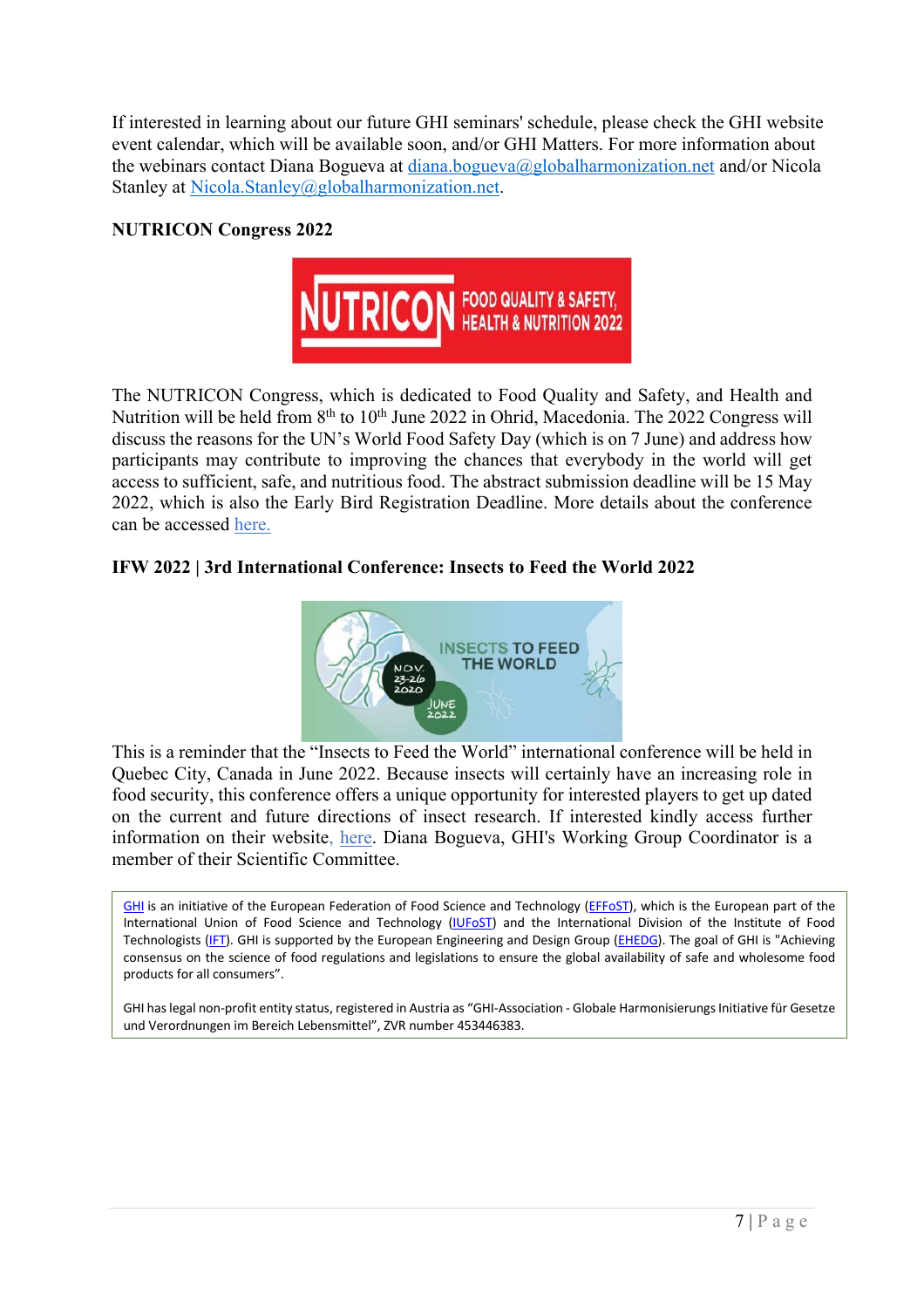If interested in learning about our future GHI seminars' schedule, please check the GHI website event calendar, which will be available soon, and/or GHI Matters. For more information about the webinars contact Diana Bogueva at diana.bogueva@globalharmonization.net and/or Nicola Stanley at Nicola.Stanley@globalharmonization.net.

**NUTRICON Congress 2022**

The NUTRICON Congress, which is dedicated to Food Quality and Safety, and Health and Nutrition will be held from 8th to 10th June 2022 in Ohrid, Macedonia. The 2022 Congress will discuss the reasons for the UN's World Food Safety Day (which is on 7 June) and address how participants may contribute to improving the chances that everybody in the world will get access to sufficient, safe, and nutritious food. The abstract submission deadline will be 15 May 2022, which is also the Early Bird Registration Deadline. More details about the conference can be accessed here.

**IFW 2022 | 3rd International Conference: Insects to Feed the World 2022**

This is a reminder that the "Insects to Feed the World" international conference will be held in Quebec City, Canada in June 2022. Because insects will certainly have an increasing role in food security, this conference offers a unique opportunity for interested players to get up dated on the current and future directions of insect research. If interested kindly access further information on their website, here. Diana Bogueva, GHI's Working Group Coordinator is a member of their Scientific Committee.

GHI is an initiative of the European Federation of Food Science and Technology (EFFoST), which is the European part of the International Union of Food Science and Technology (IUFoST) and the International Division of the Institute of Food Technologists (IFT). GHI is supported by the European Engineering and Design Group (EHEDG). The goal of GHI is "Achieving consensus on the science of food regulations and legislations to ensure the global availability of safe and wholesome food products for all consumers".

GHI has legal non-profit entity status, registered in Austria as "GHI-Association - Globale Harmonisierungs Initiative für Gesetze und Verordnungen im Bereich Lebensmittel", ZVR number 453446383.